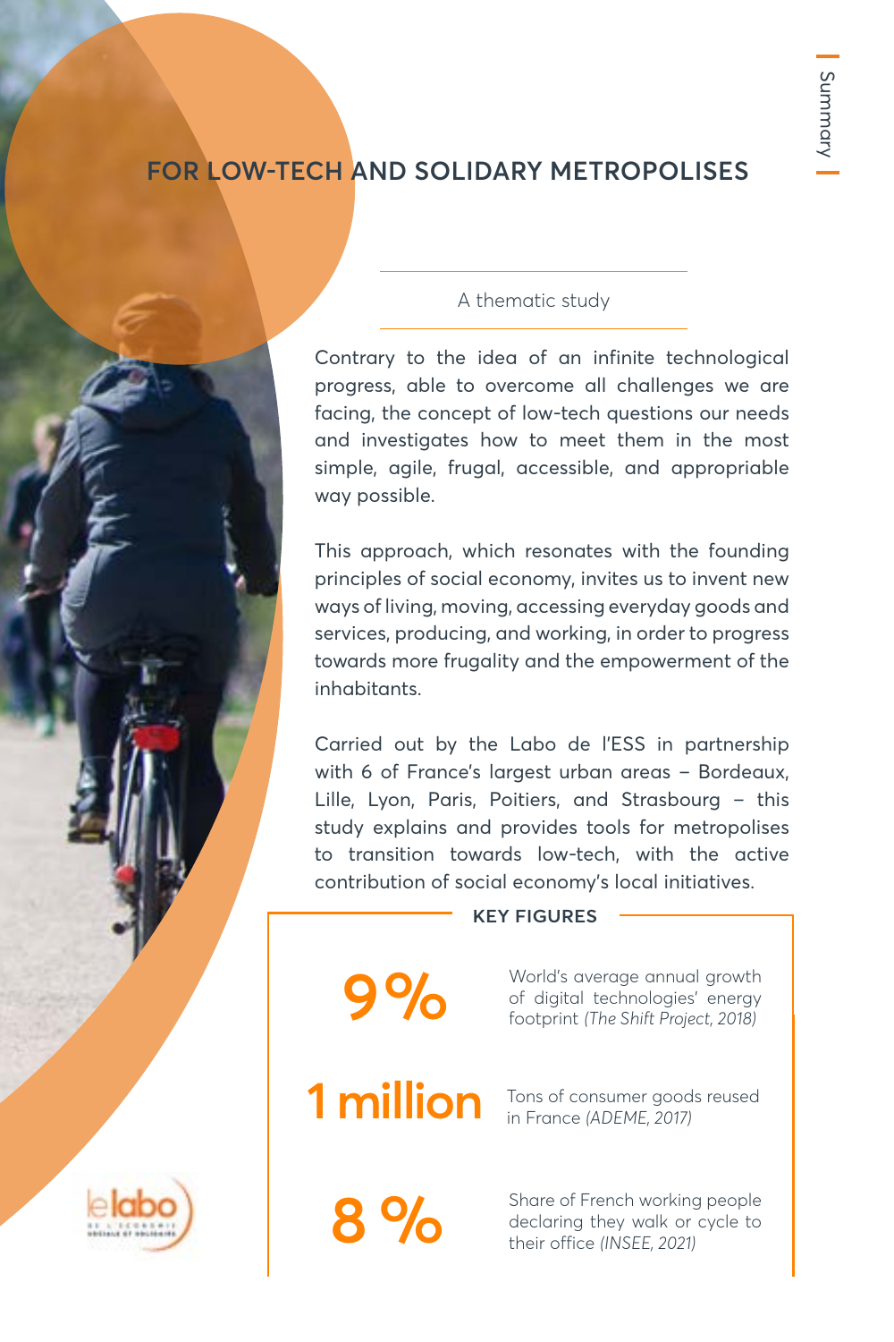# FOR LOW-TECH AND SOLIDARY METROPOLISES

A thematic study

Contrary to the idea of an infinite technological progress, able to overcome all challenges we are facing, the concept of low-tech questions our needs and investigates how to meet them in the most simple, agile, frugal, accessible, and appropriable way possible.

This approach, which resonates with the founding principles of social economy, invites us to invent new ways of living, moving, accessing everyday goods and services, producing, and working, in order to progress towards more frugality and the empowerment of the inhabitants.

Carried out by the Labo de l'ESS in partnership with 6 of France's largest urban areas – Bordeaux, Lille, Lyon, Paris, Poitiers, and Strasbourg – this study explains and provides tools for metropolises to transition towards low-tech, with the active contribution of social economy's local initiatives.

## KEY FIGURES

**9%** World's average annual growth of digital technologies' energy footprint *(The Shift Project, 2018)*

**1 million** Tons of consumer goods reused in France *(ADEME, 2017)*

**8 %** Share of French working people declaring they walk or cycle to their office *(INSEE, 2021)*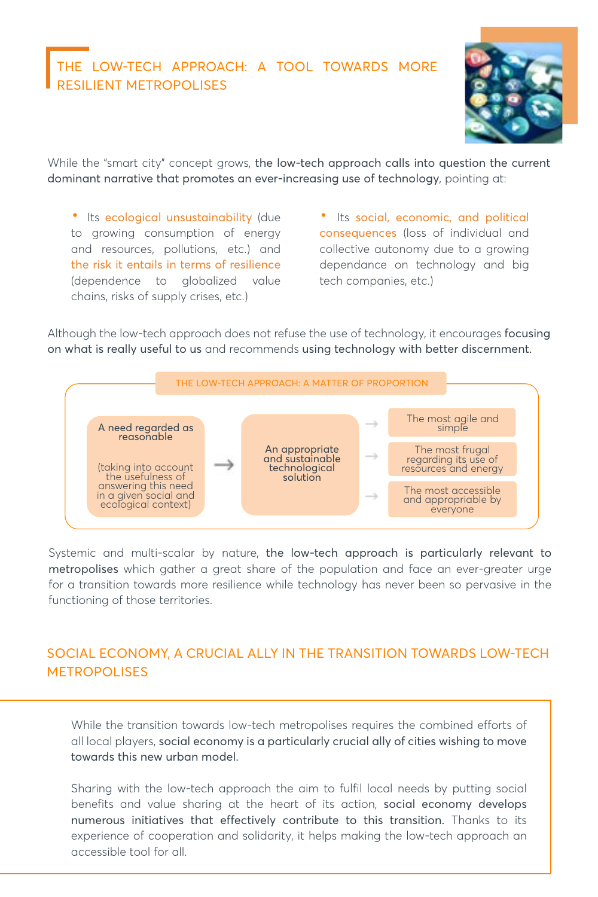## THE LOW-TECH APPROACH: A TOOL TOWARDS MORE RESILIENT METROPOLISES

While the "smart city" concept grows, **the low-tech approach calls into question the current dominant narrative that promotes an ever-increasing use of technology**, pointing at:

- Its ecological unsustainability (due to growing consumption of energy and resources, pollutions, etc.) and the risk it entails in terms of resilience (dependence to globalized value chains, risks of supply crises, etc.)
- Its social, economic, and political consequences (loss of individual and collective autonomy due to a growing dependance on technology and big tech companies, etc.)

Although the low-tech approach does not refuse the use of technology, it encourages **focusing on what is really useful to us** and recommends **using technology with better discernment.**

**THE LOW-TECH APPROACH: A MATTER OF PROPORTION**

A need regarded as reasonable (taking into account the usefulness of answering this need in a given social and ecological context) → An appropriate and sustainable technological solution →
- The most agile and simple
- The most frugal regarding its use of resources and energy
- The most accessible and appropriable by everyone

Systemic and multi-scalar by nature, **the low-tech approach is particularly relevant to metropolises** which gather a great share of the population and face an ever-greater urge for a transition towards more resilience while technology has never been so pervasive in the functioning of those territories.

## SOCIAL ECONOMY, A CRUCIAL ALLY IN THE TRANSITION TOWARDS LOW-TECH METROPOLISES

While the transition towards low-tech metropolises requires the combined efforts of all local players, **social economy is a particularly crucial ally of cities wishing to move towards this new urban model.**

Sharing with the low-tech approach the aim to fulfil local needs by putting social benefits and value sharing at the heart of its action, **social economy develops numerous initiatives that effectively contribute to this transition.** Thanks to its experience of cooperation and solidarity, it helps making the low-tech approach an accessible tool for all.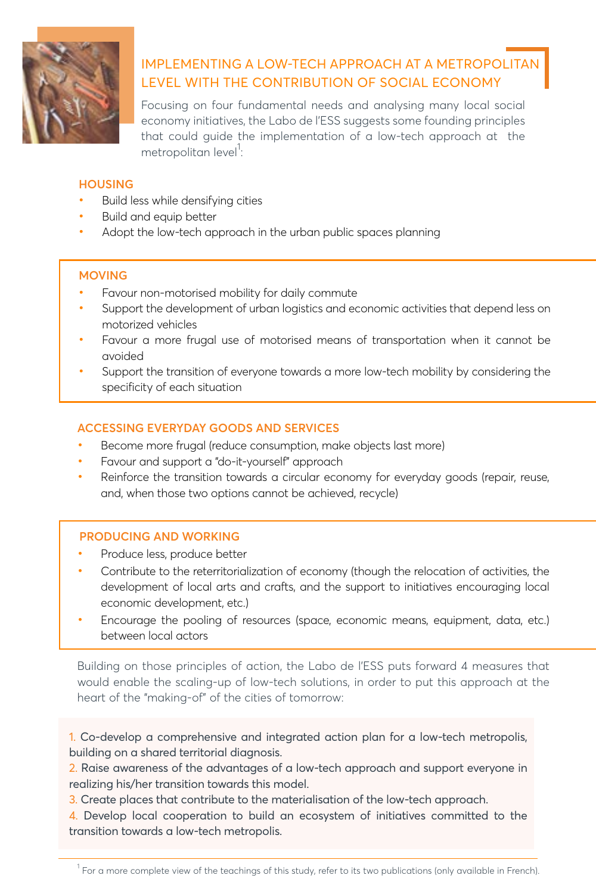## IMPLEMENTING A LOW-TECH APPROACH AT A METROPOLITAN LEVEL WITH THE CONTRIBUTION OF SOCIAL ECONOMY

Focusing on four fundamental needs and analysing many local social economy initiatives, the Labo de l'ESS suggests some founding principles that could guide the implementation of a low-tech approach at the metropolitan level[1]:

### HOUSING

- Build less while densifying cities
- Build and equip better
- Adopt the low-tech approach in the urban public spaces planning

### MOVING

- Favour non-motorised mobility for daily commute
- Support the development of urban logistics and economic activities that depend less on motorized vehicles
- Favour a more frugal use of motorised means of transportation when it cannot be avoided
- Support the transition of everyone towards a more low-tech mobility by considering the specificity of each situation

### ACCESSING EVERYDAY GOODS AND SERVICES

- Become more frugal (reduce consumption, make objects last more)
- Favour and support a "do-it-yourself" approach
- Reinforce the transition towards a circular economy for everyday goods (repair, reuse, and, when those two options cannot be achieved, recycle)

### PRODUCING AND WORKING

- Produce less, produce better
- Contribute to the reterritorialization of economy (though the relocation of activities, the development of local arts and crafts, and the support to initiatives encouraging local economic development, etc.)
- Encourage the pooling of resources (space, economic means, equipment, data, etc.) between local actors

Building on those principles of action, the Labo de l'ESS puts forward 4 measures that would enable the scaling-up of low-tech solutions, in order to put this approach at the heart of the "making-of" of the cities of tomorrow:

1. Co-develop a comprehensive and integrated action plan for a low-tech metropolis, building on a shared territorial diagnosis.
2. Raise awareness of the advantages of a low-tech approach and support everyone in realizing his/her transition towards this model.
3. Create places that contribute to the materialisation of the low-tech approach.
4. Develop local cooperation to build an ecosystem of initiatives committed to the transition towards a low-tech metropolis.

[1] For a more complete view of the teachings of this study, refer to its two publications (only available in French).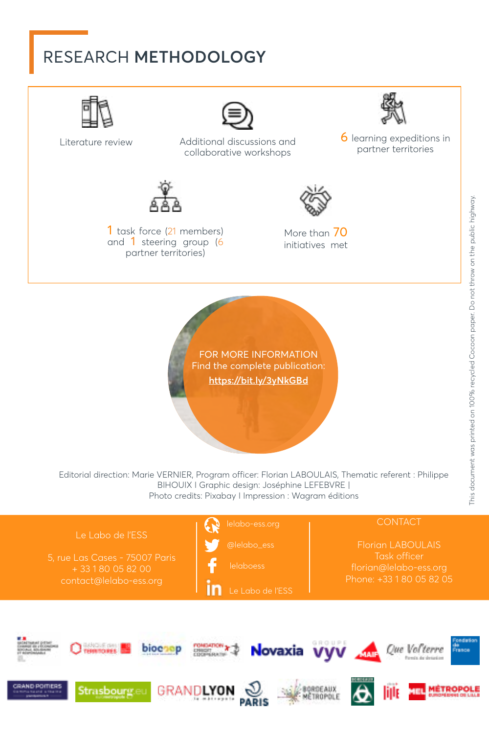# RESEARCH **METHODOLOGY**

Literature review

Additional discussions and collaborative workshops

6 learning expeditions in partner territories

1 task force (21 members) and 1 steering group (6 partner territories)

More than 70 initiatives met

FOR MORE INFORMATION
Find the complete publication:
https://bit.ly/3yNkGBd

Editorial direction: Marie VERNIER, Program officer: Florian LABOULAIS, Thematic referent : Philippe BIHOUIX I Graphic design: Joséphine LEFEBVRE I
Photo credits: Pixabay I Impression : Wagram éditions

This document was printed on 100% recycled Cocoon paper. Do not throw on the public highway.

Le Labo de l'ESS

5, rue Las Cases - 75007 Paris
+ 33 1 80 05 82 00
contact@lelabo-ess.org

lelabo-ess.org
@lelabo_ess
lelaboess
Le Labo de l'ESS

CONTACT

Florian LABOULAIS
Task officer
florian@lelabo-ess.org
Phone: +33 1 80 05 82 05